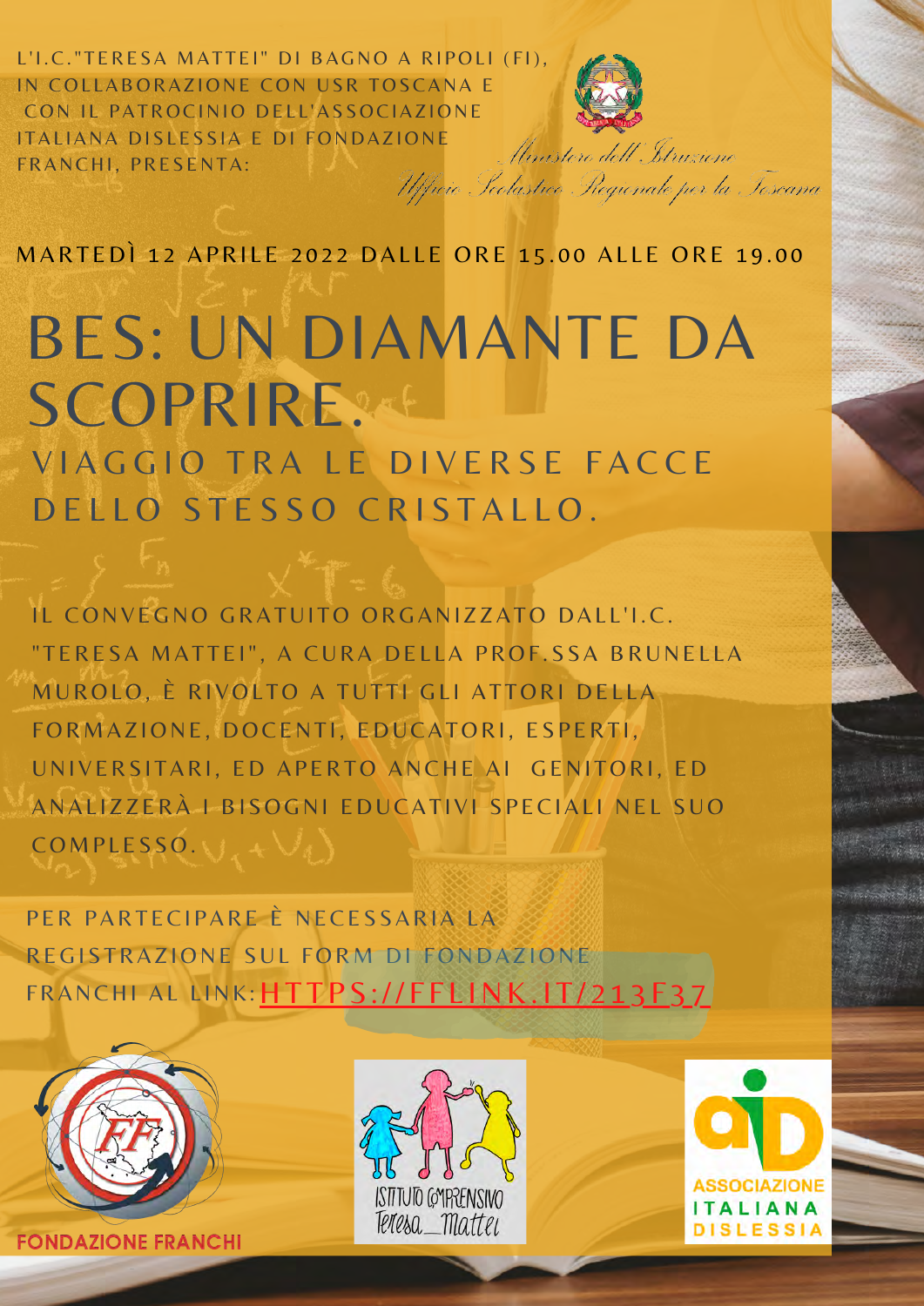L'I.C."TERESA MATTEI" DI BAGNO A RIPOLI (FI), IN COLLABORAZIONE CON USR TOSCANA E CON IL PATROCINIO DELL'ASSOCIAZIONE ITALIANA DISLESSIA E DI FONDAZIONE FRANCHI, PRESENTA:

*Ministero dell'Istruzione*
*Ufficio Scolastico Regionale per la Toscana*

MARTEDÌ 12 APRILE 2022 DALLE ORE 15.00 ALLE ORE 19.00

# BES: UN DIAMANTE DA SCOPRIRE.

## VIAGGIO TRA LE DIVERSE FACCE DELLO STESSO CRISTALLO.

IL CONVEGNO GRATUITO ORGANIZZATO DALL'I.C. "TERESA MATTEI", A CURA DELLA PROF.SSA BRUNELLA MUROLO, È RIVOLTO A TUTTI GLI ATTORI DELLA FORMAZIONE, DOCENTI, EDUCATORI, ESPERTI, UNIVERSITARI, ED APERTO ANCHE AI GENITORI, ED ANALIZZERÀ I BISOGNI EDUCATIVI SPECIALI NEL SUO COMPLESSO.

PER PARTECIPARE È NECESSARIA LA REGISTRAZIONE SUL FORM DI FONDAZIONE FRANCHI AL LINK: HTTPS://FFLINK.IT/213F37

FONDAZIONE FRANCHI

ISTITUTO COMPRENSIVO Teresa_Mattei

ASSOCIAZIONE ITALIANA DISLESSIA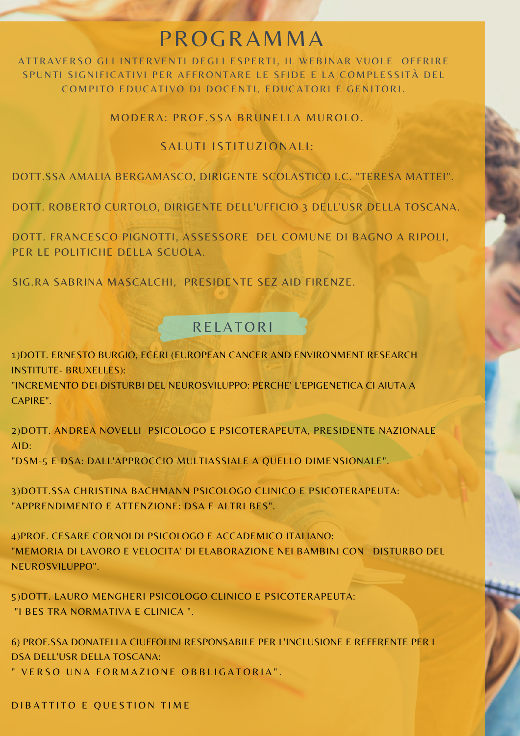# PROGRAMMA

ATTRAVERSO GLI INTERVENTI DEGLI ESPERTI, IL WEBINAR VUOLE OFFRIRE SPUNTI SIGNIFICATIVI PER AFFRONTARE LE SFIDE E LA COMPLESSITÀ DEL COMPITO EDUCATIVO DI DOCENTI, EDUCATORI E GENITORI.

MODERA: PROF.SSA BRUNELLA MUROLO.

SALUTI ISTITUZIONALI:

DOTT.SSA AMALIA BERGAMASCO, DIRIGENTE SCOLASTICO I.C. "TERESA MATTEI".

DOTT. ROBERTO CURTOLO, DIRIGENTE DELL'UFFICIO 3 DELL'USR DELLA TOSCANA.

DOTT. FRANCESCO PIGNOTTI, ASSESSORE DEL COMUNE DI BAGNO A RIPOLI, PER LE POLITICHE DELLA SCUOLA.

SIG.RA SABRINA MASCALCHI, PRESIDENTE SEZ AID FIRENZE.

## RELATORI

1)DOTT. ERNESTO BURGIO, ECERI (EUROPEAN CANCER AND ENVIRONMENT RESEARCH INSTITUTE- BRUXELLES):
"INCREMENTO DEI DISTURBI DEL NEUROSVILUPPO: PERCHE' L'EPIGENETICA CI AIUTA A CAPIRE".

2)DOTT. ANDREA NOVELLI PSICOLOGO E PSICOTERAPEUTA, PRESIDENTE NAZIONALE AID:
"DSM-5 E DSA: DALL'APPROCCIO MULTIASSIALE A QUELLO DIMENSIONALE".

3)DOTT.SSA CHRISTINA BACHMANN PSICOLOGO CLINICO E PSICOTERAPEUTA:
"APPRENDIMENTO E ATTENZIONE: DSA E ALTRI BES".

4)PROF. CESARE CORNOLDI PSICOLOGO E ACCADEMICO ITALIANO:
"MEMORIA DI LAVORO E VELOCITA' DI ELABORAZIONE NEI BAMBINI CON DISTURBO DEL NEUROSVILUPPO".

5)DOTT. LAURO MENGHERI PSICOLOGO CLINICO E PSICOTERAPEUTA:
"I BES TRA NORMATIVA E CLINICA ".

6) PROF.SSA DONATELLA CIUFFOLINI RESPONSABILE PER L'INCLUSIONE E REFERENTE PER I DSA DELL'USR DELLA TOSCANA:
" VERSO UNA FORMAZIONE OBBLIGATORIA".

DIBATTITO E QUESTION TIME